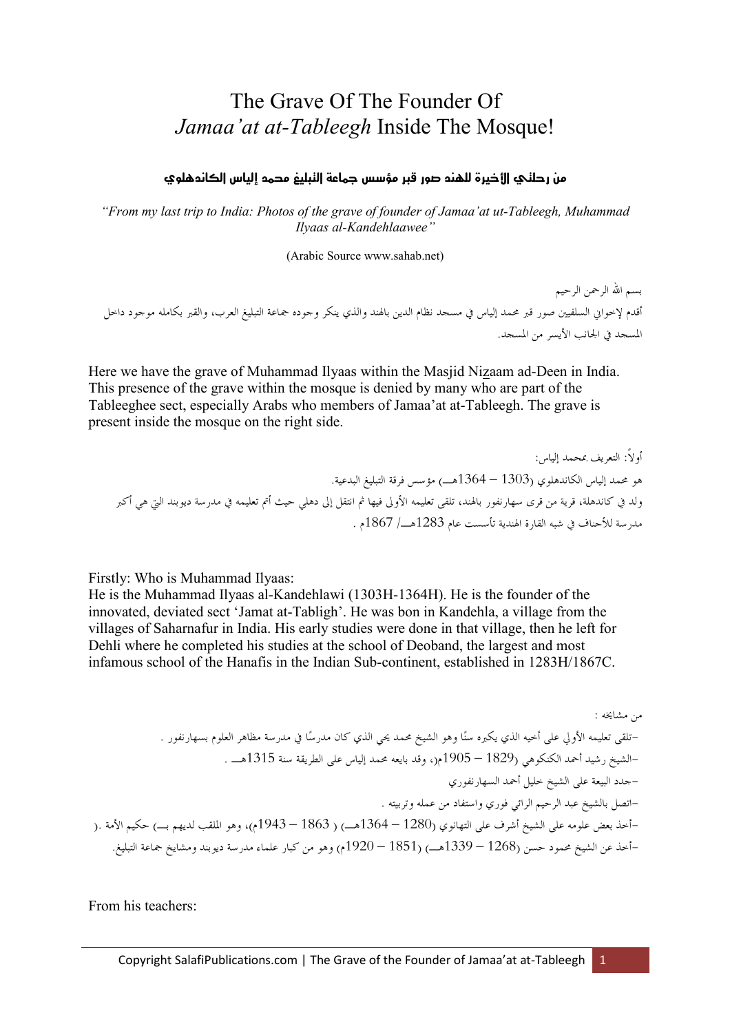# The Grave Of The Founder Of *Jamaa'at at-Tableegh* Inside The Mosque!

**من رحلتي الأخيرة للهند صور قبر مؤسس جماعة التبليغ محمد إلياس الكاندهلوي**

*"From my last trip to India: Photos of the grave of founder of Jamaa'at ut-Tableegh, Muhammad Ilyaas al-Kandehlaawee"*

(Arabic Source www.sahab.net)

بسم الله الرحمن الرحيم

أقدم لإخواني السلفيين صور قبر محمد إلياس في مسجد نظام الدين بالهند والذي ينكر وجوده جماعة التبليغ العرب، والقبر بكامله موجود داخل المسجد في الجانب الأيسر من المسجد.

Here we have the grave of Muhammad Ilyaas within the Masjid Nizaam ad-Deen in India. This presence of the grave within the mosque is denied by many who are part of the Tableeghee sect, especially Arabs who members of Jamaa'at at-Tableegh. The grave is present inside the mosque on the right side.

أولاً: التعريف بمحمد إلياس:

هو محمد إلياس الكاندهلوي (1303 – 1364هـ) مؤسس فرقة التبليغ البدعية.

ولد في كاندهلة، قرية من قرى سهارنفور بالهند، تلقى تعليمه الأولى فيها ثم انتقل إلى دهلي حيث أتم تعليمه في مدرسة ديوبند التي هي أكبر مدرسة للأحناف في شبه القارة الهندية تأسست عام 1283هـ/ 1867م .

Firstly: Who is Muhammad Ilyaas:

He is the Muhammad Ilyaas al-Kandehlawi (1303H-1364H). He is the founder of the innovated, deviated sect 'Jamat at-Tabligh'. He was bon in Kandehla, a village from the villages of Saharnafur in India. His early studies were done in that village, then he left for Dehli where he completed his studies at the school of Deoband, the largest and most infamous school of the Hanafis in the Indian Sub-continent, established in 1283H/1867C.

من مشايخه :

-تلقى تعليمه الأولي على أخيه الذي يكبره سنًا وهو الشيخ محمد يحي الذي كان مدرسًا في مدرسة مظاهر العلوم بسهارنفور .

-الشيخ رشيد أحمد الكنكوهي (1829 – 1905م)، وقد بايعه محمد إلياس على الطريقة سنة 1315هـ .

-جدد البيعة على الشيخ خليل أحمد السهارنفوري

-اتصل بالشيخ عبد الرحيم الرائي فوري واستفاد من عمله وتربيته .

-أخذ بعض علومه على الشيخ أشرف على التهانوي (1280 – 1364هـ) ( 1863 – 1943م)، وهو الملقب لديهم بـ) حكيم الأمة .(

-أخذ عن الشيخ محمود حسن (1268 – 1339هـ) (1851 – 1920م) وهو من كبار علماء مدرسة ديوبند ومشايخ جماعة التبليغ.

From his teachers: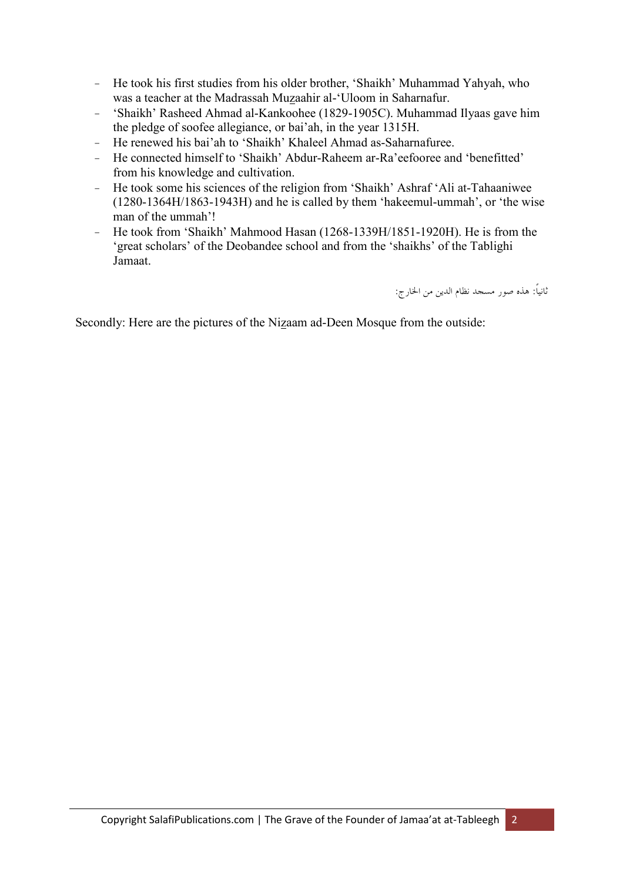- He took his first studies from his older brother, 'Shaikh' Muhammad Yahyah, who was a teacher at the Madrassah Muzaahir al-'Uloom in Saharnafur.
- 'Shaikh' Rasheed Ahmad al-Kankoohee (1829-1905C). Muhammad Ilyaas gave him the pledge of soofee allegiance, or bai'ah, in the year 1315H.
- He renewed his bai'ah to 'Shaikh' Khaleel Ahmad as-Saharnafuree.
- He connected himself to 'Shaikh' Abdur-Raheem ar-Ra'eefooree and 'benefitted' from his knowledge and cultivation.
- He took some his sciences of the religion from 'Shaikh' Ashraf 'Ali at-Tahaaniwee (1280-1364H/1863-1943H) and he is called by them 'hakeemul-ummah', or 'the wise man of the ummah'!
- He took from 'Shaikh' Mahmood Hasan (1268-1339H/1851-1920H). He is from the 'great scholars' of the Deobandee school and from the 'shaikhs' of the Tablighi Jamaat.

ثانياً: هذه صور مسجد نظام الدين من الخارج:

Secondly: Here are the pictures of the Nizaam ad-Deen Mosque from the outside: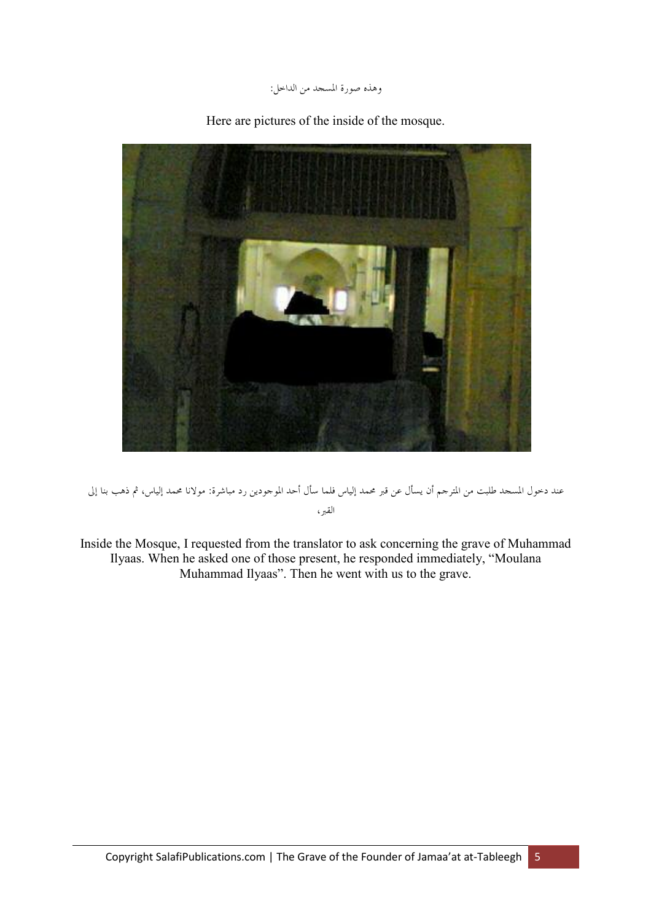وهذه صورة المسجد من الداخل:

Here are pictures of the inside of the mosque.

عند دخول المسجد طلبت من المترجم أن يسأل عن قبر محمد إلياس فلما سأل أحد الموجودين رد مباشرة: مولانا محمد إلياس، ثم ذهب بنا إلى القبر،

Inside the Mosque, I requested from the translator to ask concerning the grave of Muhammad Ilyaas. When he asked one of those present, he responded immediately, "Moulana Muhammad Ilyaas". Then he went with us to the grave.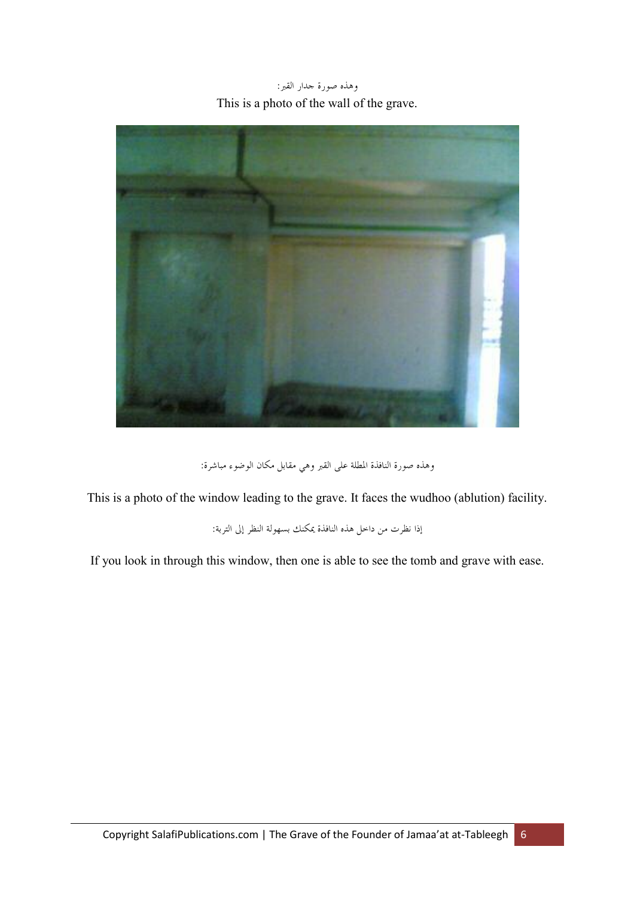وهذه صورة جدار القبر:

This is a photo of the wall of the grave.

وهذه صورة النافذة المطلة على القبر وهي مقابل مكان الوضوء مباشرة:

This is a photo of the window leading to the grave. It faces the wudhoo (ablution) facility.

إذا نظرت من داخل هذه النافذة يمكنك بسهولة النظر إلى التربة:

If you look in through this window, then one is able to see the tomb and grave with ease.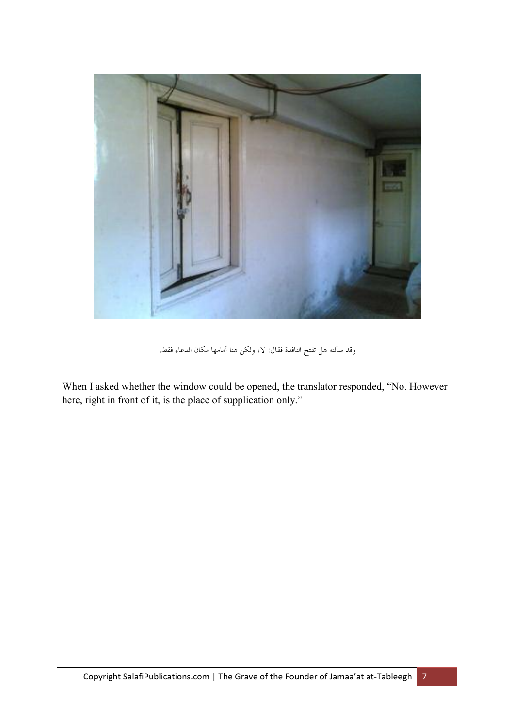وقد سألته هل تفتح النافذة فقال: لا، ولكن هنا أمامها مكان الدعاء فقط.

When I asked whether the window could be opened, the translator responded, “No. However here, right in front of it, is the place of supplication only.”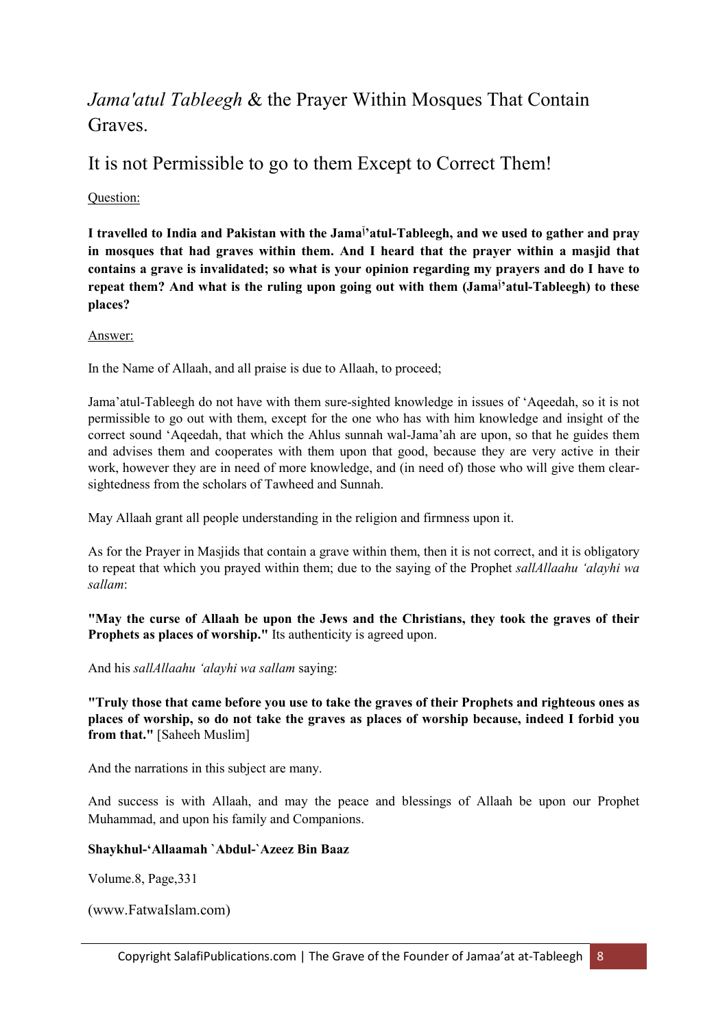# *Jama'atul Tableegh* & the Prayer Within Mosques That Contain Graves.

## It is not Permissible to go to them Except to Correct Them!

Question:

**I travelled to India and Pakistan with the Jama'atul-Tableegh, and we used to gather and pray in mosques that had graves within them. And I heard that the prayer within a masjid that contains a grave is invalidated; so what is your opinion regarding my prayers and do I have to repeat them? And what is the ruling upon going out with them (Jama'atul-Tableegh) to these places?**

Answer:

In the Name of Allaah, and all praise is due to Allaah, to proceed;

Jama'atul-Tableegh do not have with them sure-sighted knowledge in issues of 'Aqeedah, so it is not permissible to go out with them, except for the one who has with him knowledge and insight of the correct sound 'Aqeedah, that which the Ahlus sunnah wal-Jama'ah are upon, so that he guides them and advises them and cooperates with them upon that good, because they are very active in their work, however they are in need of more knowledge, and (in need of) those who will give them clear-sightedness from the scholars of Tawheed and Sunnah.

May Allaah grant all people understanding in the religion and firmness upon it.

As for the Prayer in Masjids that contain a grave within them, then it is not correct, and it is obligatory to repeat that which you prayed within them; due to the saying of the Prophet *sallAllaahu 'alayhi wa sallam*:

**"May the curse of Allaah be upon the Jews and the Christians, they took the graves of their Prophets as places of worship."** Its authenticity is agreed upon.

And his *sallAllaahu 'alayhi wa sallam* saying:

**"Truly those that came before you use to take the graves of their Prophets and righteous ones as places of worship, so do not take the graves as places of worship because, indeed I forbid you from that."** [Saheeh Muslim]

And the narrations in this subject are many.

And success is with Allaah, and may the peace and blessings of Allaah be upon our Prophet Muhammad, and upon his family and Companions.

**Shaykhul-'Allaamah `Abdul-`Azeez Bin Baaz**

Volume.8, Page,331

(www.FatwaIslam.com)